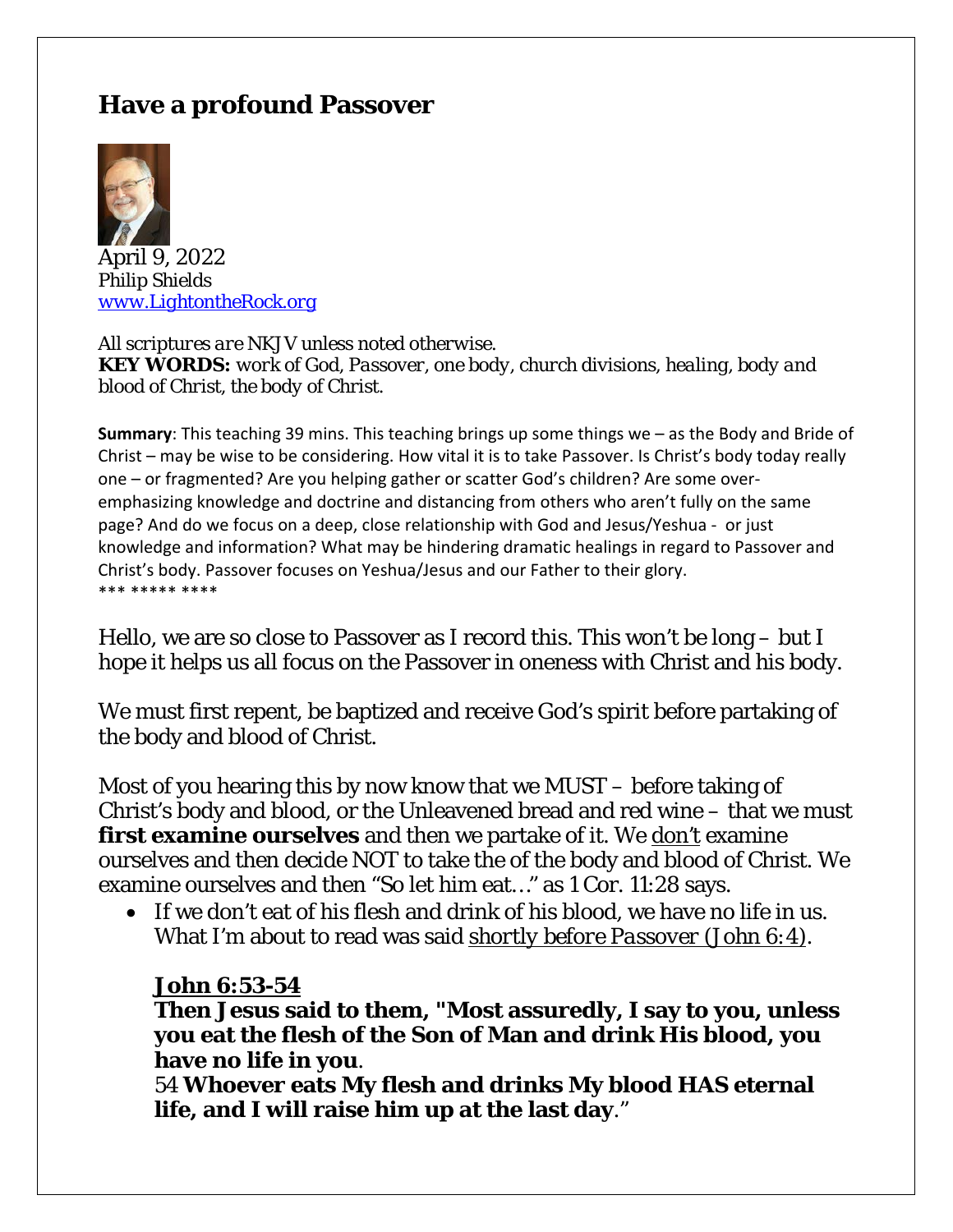# Have a profound Passover

April 9, 2022
Philip Shields
www.LightontheRock.org

*All scriptures are NKJV unless noted otherwise.*
***KEY WORDS:*** *work of God, Passover, one body, church divisions, healing, body and blood of Christ, the body of Christ.*

**Summary**: This teaching 39 mins. This teaching brings up some things we – as the Body and Bride of Christ – may be wise to be considering. How vital it is to take Passover. Is Christ's body today really one – or fragmented? Are you helping gather or scatter God's children? Are some over-emphasizing knowledge and doctrine and distancing from others who aren't fully on the same page? And do we focus on a deep, close relationship with God and Jesus/Yeshua - or just knowledge and information? What may be hindering dramatic healings in regard to Passover and Christ's body. Passover focuses on Yeshua/Jesus and our Father to their glory.
*** ***** ****

Hello, we are so close to Passover as I record this. This won't be long – but I hope it helps us all focus on the Passover in oneness with Christ and his body.

We must first repent, be baptized and receive God's spirit before partaking of the body and blood of Christ.

Most of you hearing this by now know that we MUST – before taking of Christ's body and blood, or the Unleavened bread and red wine – that we must **first examine ourselves** and then we partake of it. We don't examine ourselves and then decide NOT to take the of the body and blood of Christ. We examine ourselves and then "So let him eat…" as 1 Cor. 11:28 says.

- If we don't eat of his flesh and drink of his blood, we have no life in us. What I'm about to read was said *shortly before Passover (John 6:4)*.

  **John 6:53-54**
  **Then Jesus said to them, "Most assuredly, I say to you, unless you eat the flesh of the Son of Man and drink His blood, you have no life in you**.
  54 **Whoever eats My flesh and drinks My blood HAS eternal life, and I will raise him up at the last day**."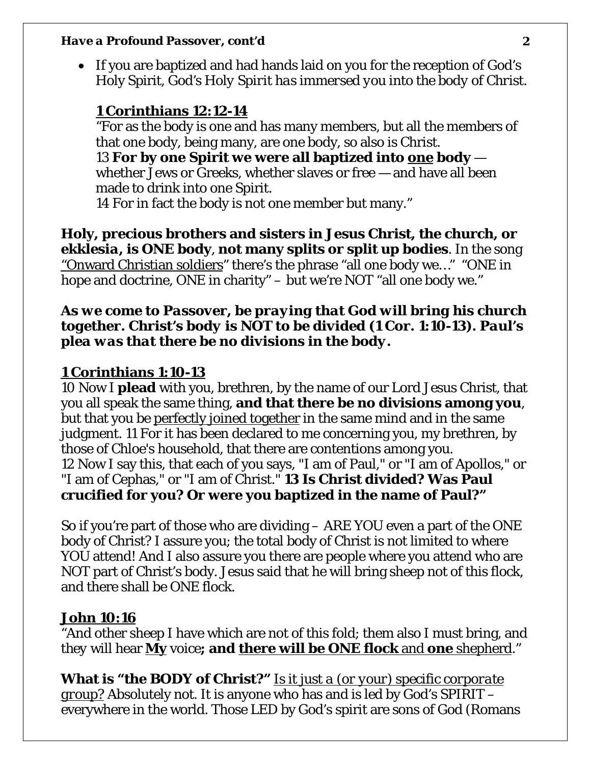- If you are baptized and had hands laid on you for the reception of God's Holy Spirit, God's *Holy Spirit has immersed you into the body of Christ.*

**1 Corinthians 12:12-14**
"For as the body is one and has many members, but all the members of that one body, being many, are one body, so also is Christ.
13 **For by one Spirit we were all baptized into one body** — whether Jews or Greeks, whether slaves or free — and have all been made to drink into one Spirit.
14 For in fact the body is not one member but many."

**Holy, precious brothers and sisters in Jesus Christ, the church, or ekklesia, is ONE body**, **not many splits or split up bodies**. In the song "Onward Christian soldiers" there's the phrase "all one body we…" "ONE in hope and doctrine, ONE in charity" – but we're NOT "all one body we."

***As we come to Passover, be praying that God will bring his church together. Christ's body is NOT to be divided (1 Cor. 1:10-13). Paul's plea was that there be no divisions in the body.***

**1 Corinthians 1:10-13**
10 Now I **plead** with you, brethren, by the name of our Lord Jesus Christ, that you all speak the same thing, **and that there be no divisions among you**, but that you be perfectly joined together in the same mind and in the same judgment. 11 For it has been declared to me concerning you, my brethren, by those of Chloe's household, that there are contentions among you.
12 Now I say this, that each of you says, "I am of Paul," or "I am of Apollos," or "I am of Cephas," or "I am of Christ." **13 Is Christ divided? Was Paul crucified for you? Or were you baptized in the name of Paul?"**

So if you're part of those who are dividing – ARE YOU even a part of the ONE body of Christ? I assure you; the total body of Christ is not limited to where YOU attend! And I also assure you there are people where you attend who are NOT part of Christ's body. Jesus said that he will bring sheep not of this flock, and there shall be ONE flock.

**John 10:16**
"And other sheep I have which are not of this fold; them also I must bring, and they will hear **My** voice**; and there will be ONE flock** and **one** shepherd."

**What is "the BODY of Christ?"** *Is it just a (or your) specific corporate group?* Absolutely not. It is anyone who has and is led by God's SPIRIT – everywhere in the world. Those LED by God's spirit are sons of God (Romans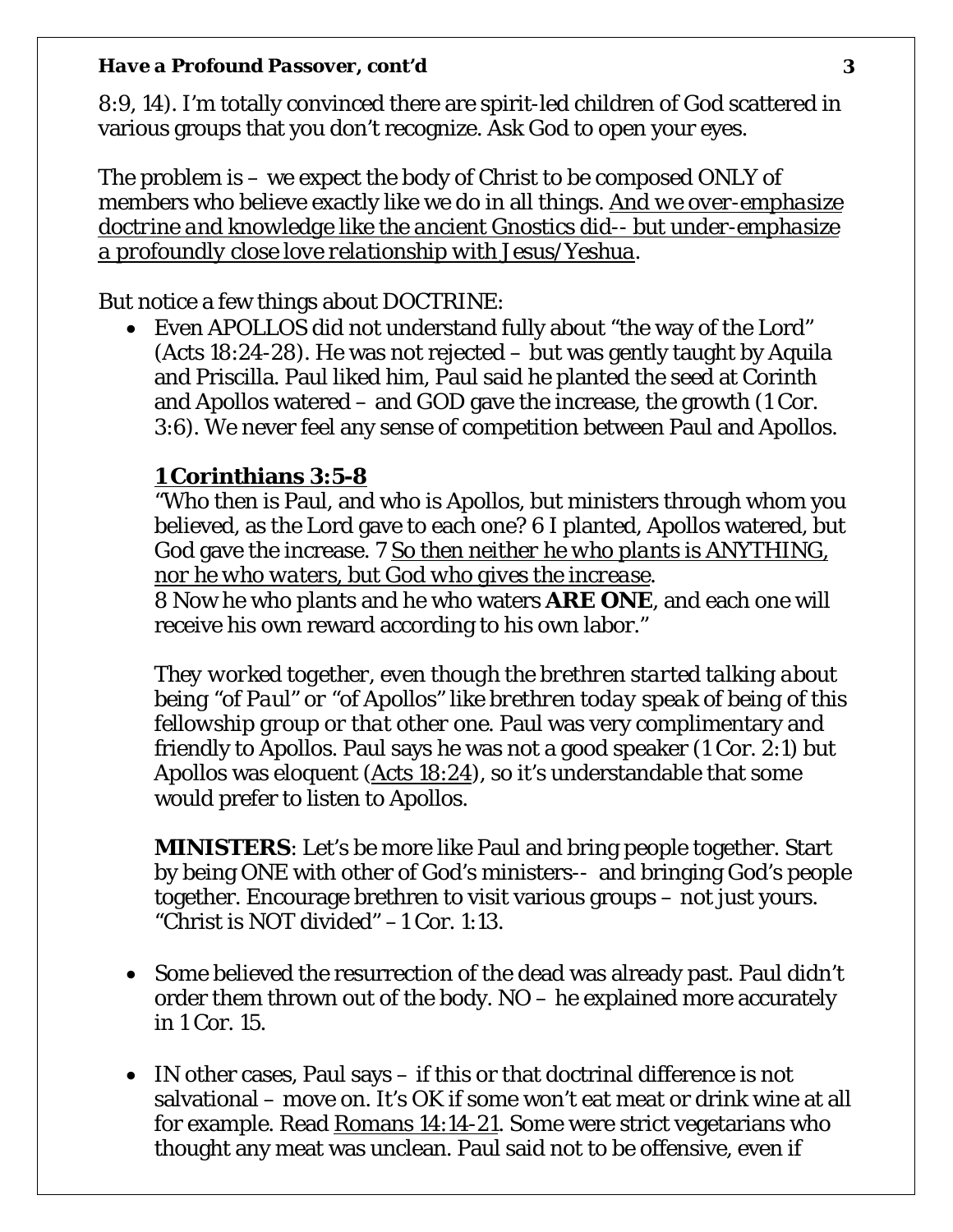8:9, 14). I'm totally convinced there are spirit-led children of God scattered in various groups that you don't recognize. Ask God to open your eyes.

The problem is – we expect the body of Christ to be composed ONLY of members who believe exactly like we do in all things. *And we over-emphasize doctrine and knowledge like the ancient Gnostics did-- but under-emphasize a profoundly close love relationship with Jesus/Yeshua*.

But notice a few things about DOCTRINE:

- Even APOLLOS did not understand fully about "the way of the Lord" (Acts 18:24-28). He was not rejected – but was gently taught by Aquila and Priscilla. Paul liked him, Paul said he planted the seed at Corinth and Apollos watered – and GOD gave the increase, the growth (1 Cor. 3:6). We never feel any sense of competition between Paul and Apollos.

  **1 Corinthians 3:5-8**
  "Who then is Paul, and who is Apollos, but ministers through whom you believed, as the Lord gave to each one? 6 I planted, Apollos watered, but God gave the increase. 7 *So then neither he who plants is ANYTHING, nor he who waters, but God who gives the increase*.
  8 Now he who plants and he who waters **ARE ONE**, and each one will receive his own reward according to his own labor."

  *They worked together, even though the brethren started talking about being "of Paul" or "of Apollos" like brethren today speak of being of this fellowship group or that other one.* Paul was very complimentary and friendly to Apollos. Paul says he was not a good speaker (1 Cor. 2:1) but Apollos was eloquent (Acts 18:24), so it's understandable that some would prefer to listen to Apollos.

  **MINISTERS**: Let's be more like Paul and bring people together. Start by being ONE with other of God's ministers-- and bringing God's people together. Encourage brethren to visit various groups – not just yours. "Christ is NOT divided" – 1 Cor. 1:13.

- Some believed the resurrection of the dead was already past. Paul didn't order them thrown out of the body. NO – he explained more accurately in 1 Cor. 15.

- IN other cases, Paul says – if this or that doctrinal difference is not salvational – move on. It's OK if some won't eat meat or drink wine at all for example. Read Romans 14:14-21. Some were strict vegetarians who thought any meat was unclean. Paul said not to be offensive, even if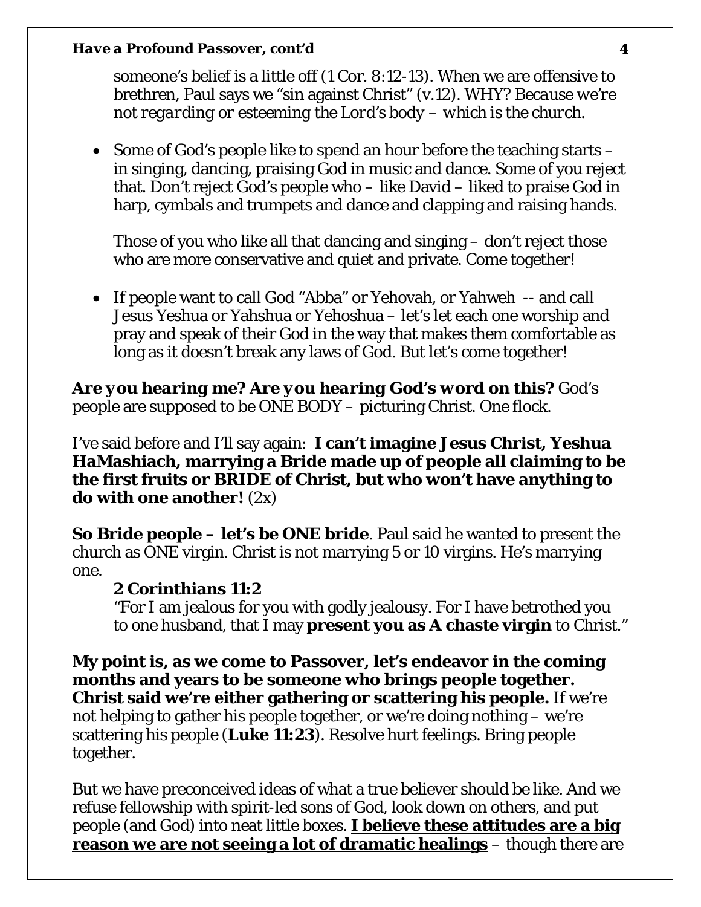someone's belief is a little off (1 Cor. 8:12-13). When we are offensive to brethren, Paul says we "sin against Christ" (v.12). WHY? *Because we're not regarding or esteeming the Lord's body – which is the church.*

- Some of God's people like to spend an hour before the teaching starts – in singing, dancing, praising God in music and dance. Some of you reject that. Don't reject God's people who – like David – liked to praise God in harp, cymbals and trumpets and dance and clapping and raising hands.

  Those of you who like all that dancing and singing – don't reject those who are more conservative and quiet and private. Come together!

- If people want to call God "Abba" or Yehovah, or Yahweh -- and call Jesus Yeshua or Yahshua or Yehoshua – let's let each one worship and pray and speak of their God in the way that makes them comfortable as long as it doesn't break any laws of God. But let's come together!

***Are you hearing me? Are you hearing God's word on this?*** God's people are supposed to be ONE BODY – picturing Christ. One flock.

I've said before and I'll say again: **I can't imagine Jesus Christ, Yeshua HaMashiach, marrying a Bride made up of people all claiming to be the first fruits or BRIDE of Christ, but who won't have anything to do with one another!** (2x)

**So Bride people – let's be ONE bride**. Paul said he wanted to present the church as ONE virgin. Christ is not marrying 5 or 10 virgins. He's marrying one.

> **2 Corinthians 11:2**
> "For I am jealous for you with godly jealousy. For I have betrothed you to one husband, that I may **present you as A chaste virgin** to Christ."

**My point is, as we come to Passover, let's endeavor in the coming months and years to be someone who brings people together. Christ said we're either gathering or scattering his people.** If we're not helping to gather his people together, or we're doing nothing – we're scattering his people (**Luke 11:23**). Resolve hurt feelings. Bring people together.

But we have preconceived ideas of what a true believer should be like. And we refuse fellowship with spirit-led sons of God, look down on others, and put people (and God) into neat little boxes. **<u>I believe these attitudes are a big reason we are not seeing a lot of dramatic healings</u>** – though there are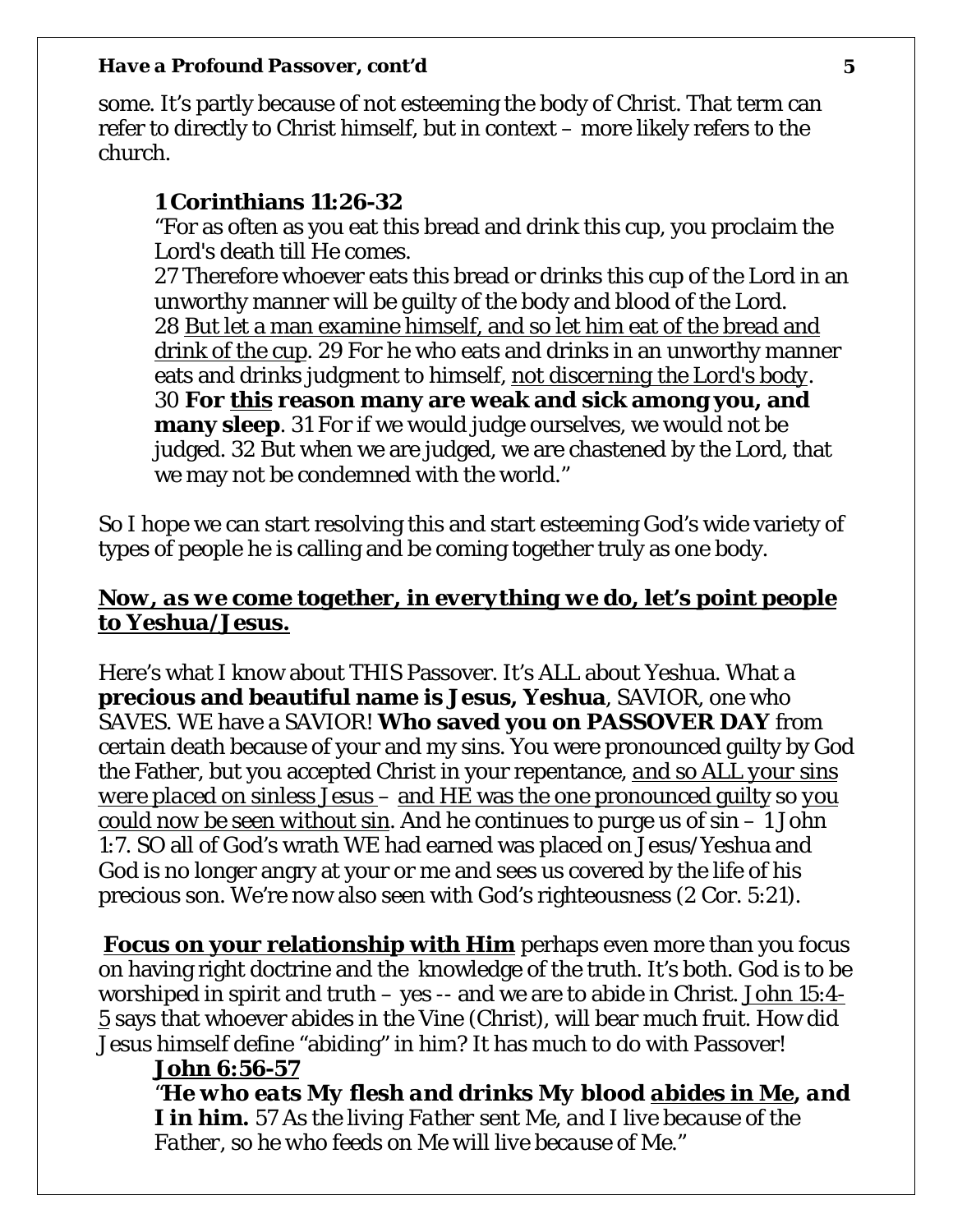some. It's partly because of not esteeming the body of Christ. That term can refer to directly to Christ himself, but in context – more likely refers to the church.

> **1 Corinthians 11:26-32**
> "For as often as you eat this bread and drink this cup, you proclaim the Lord's death till He comes.
> 27 Therefore whoever eats this bread or drinks this cup of the Lord in an unworthy manner will be guilty of the body and blood of the Lord.
> 28 <u>But let a man examine himself, and so let him eat of the bread and drink of the cup</u>. 29 For he who eats and drinks in an unworthy manner eats and drinks judgment to himself, <u>not discerning the Lord's body</u>.
> 30 **For <u>this</u> reason many are weak and sick among you, and many sleep**. 31 For if we would judge ourselves, we would not be judged. 32 But when we are judged, we are chastened by the Lord, that we may not be condemned with the world."

So I hope we can start resolving this and start esteeming God's wide variety of types of people he is calling and be coming together truly as one body.

***<u>Now, as we come together, in everything we do, let's point people to Yeshua/Jesus.</u>***

Here's what I know about THIS Passover. It's ALL about Yeshua. What a **precious and beautiful name is Jesus, Yeshua**, SAVIOR, one who SAVES. WE have a SAVIOR! **Who saved you on PASSOVER DAY** from certain death because of your and my sins. You were pronounced guilty by God the Father, but you accepted Christ in your repentance, <u>and so ALL your sins *were placed on sinless Jesus* –</u> <u>and HE was the one pronounced guilty</u> so <u>you could now be seen without sin</u>. And he continues to purge us of sin – 1 John 1:7. SO all of God's wrath WE had earned was placed on Jesus/Yeshua and God is no longer angry at your or me and sees us covered by the life of his precious son. We're now also seen with God's righteousness (2 Cor. 5:21).

**<u>Focus on your relationship with Him</u>** perhaps even more than you focus on having right doctrine and the knowledge of the truth. It's both. God is to be worshiped in spirit and truth – yes -- and we are to abide in Christ. <u>John 15:4-5</u> says that whoever abides in the Vine (Christ), will bear much fruit. How did Jesus himself define "abiding" in him? It has much to do with Passover!

> **<u>John 6:56-57</u>**
> "***He who eats My flesh and drinks My blood <u>abides in Me</u>, and I in him.*** *57 As the living Father sent Me, and I live because of the Father, so he who feeds on Me will live because of Me.*"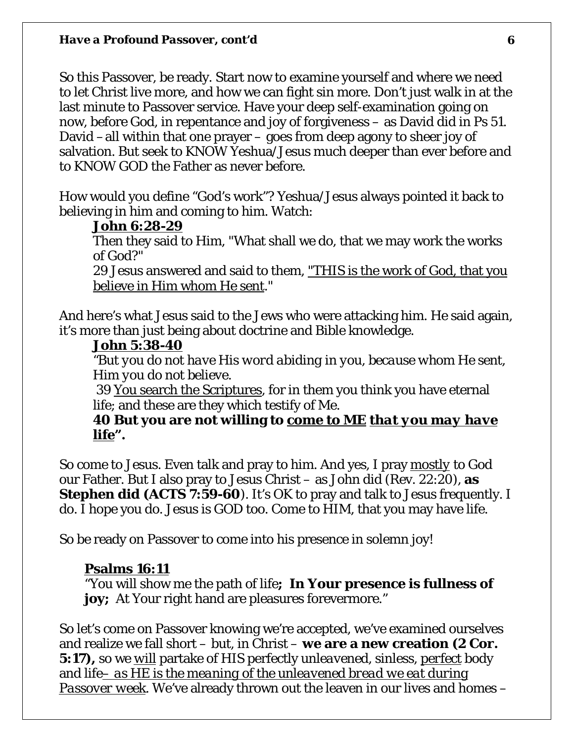So this Passover, be ready. Start now to examine yourself and where we need to let Christ live more, and how we can fight sin more. Don't just walk in at the last minute to Passover service. Have your deep self-examination going on now, before God, in repentance and joy of forgiveness – as David did in Ps 51. David – all within that one prayer – goes from deep agony to sheer joy of salvation. But seek to KNOW Yeshua/Jesus much deeper than ever before and to KNOW GOD the Father as never before.

How would you define "God's work"? Yeshua/Jesus always pointed it back to believing in him and coming to him. Watch:

> **<u>John 6:28-29</u>**
>
> Then they said to Him, "What shall we do, that we may work the works of God?"
>
> 29 Jesus answered and said to them, <u>"THIS is the work of God, that you believe in Him whom He sent</u>."

And here's what Jesus said to the Jews who were attacking him. He said again, it's more than just being about doctrine and Bible knowledge.

> **<u>John 5:38-40</u>**
>
> "*But you do not have His word abiding in you, because whom He sent, Him you do not believe.*
>
> 39 <u>You search the Scriptures</u>, for in them you think you have eternal life; and these are they which testify of Me.
>
> **40 But you are not willing to <u>come to ME</u> *<u>that you may have life</u>*".**

So come to Jesus. Even talk and pray to him. And yes, I pray <u>mostly</u> to God our Father. But I also pray to Jesus Christ – as John did (Rev. 22:20), **as Stephen did (ACTS 7:59-60**). It's OK to pray and talk to Jesus frequently. I do. I hope you do. Jesus is GOD too. Come to HIM, that you may have life.

So be ready on Passover to come into his presence in solemn joy!

> **<u>Psalms 16:11</u>**
>
> "You will show me the path of life**; In Your presence is fullness of joy;** At Your right hand are pleasures forevermore."

So let's come on Passover knowing we're accepted, we've examined ourselves and realize we fall short – but, in Christ – **we are a new creation (2 Cor. 5:17),** so we <u>will</u> partake of HIS perfectly unleavened, sinless, <u>perfect</u> body and life*<u>– as HE is the meaning of the unleavened bread we eat during Passover week</u>*. We've already thrown out the leaven in our lives and homes –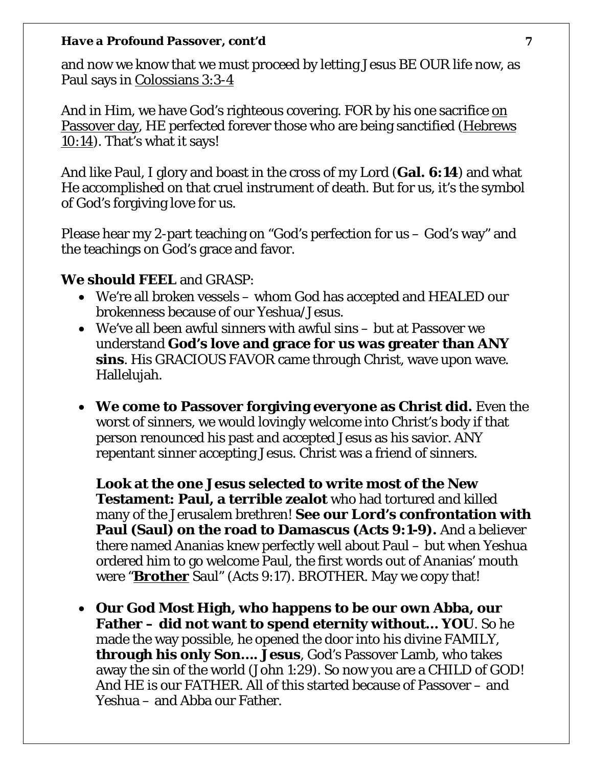and now we know that we must proceed by letting Jesus BE OUR life now, as Paul says in Colossians 3:3-4

And in Him, we have God's righteous covering. FOR by his one sacrifice on Passover day, HE perfected forever those who are being sanctified (Hebrews 10:14). That's what it says!

And like Paul, I glory and boast in the cross of my Lord (**Gal. 6:14**) and what He accomplished on that cruel instrument of death. But for us, it's the symbol of God's forgiving love for us.

Please hear my 2-part teaching on "God's perfection for us – God's way" and the teachings on God's grace and favor.

**We should FEEL** and GRASP:

- We're all broken vessels – whom God has accepted and HEALED our brokenness because of our Yeshua/Jesus.
- We've all been awful sinners with awful sins – but at Passover we understand **God's love and grace for us was greater than ANY sins**. His GRACIOUS FAVOR came through Christ, wave upon wave. Hallelujah.

- **We come to Passover forgiving everyone as Christ did.** Even the worst of sinners, we would lovingly welcome into Christ's body if that person renounced his past and accepted Jesus as his savior. ANY repentant sinner accepting Jesus. Christ was a friend of sinners.

  **Look at the one Jesus selected to write most of the New Testament: Paul, a terrible zealot** who had tortured and killed many of the Jerusalem brethren! **See our Lord's confrontation with Paul (Saul) on the road to Damascus (Acts 9:1-9).** And a believer there named Ananias knew perfectly well about Paul – but when Yeshua ordered him to go welcome Paul, the first words out of Ananias' mouth were "**Brother** Saul" (Acts 9:17). BROTHER. May we copy that!

- **Our God Most High, who happens to be our own Abba, our Father – did not want to spend eternity without… YOU**. So he made the way possible, he opened the door into his divine FAMILY, **through his only Son…. Jesus**, God's Passover Lamb, who takes away the sin of the world (John 1:29). So now you are a CHILD of GOD! And HE is our FATHER. All of this started because of Passover – and Yeshua – and Abba our Father.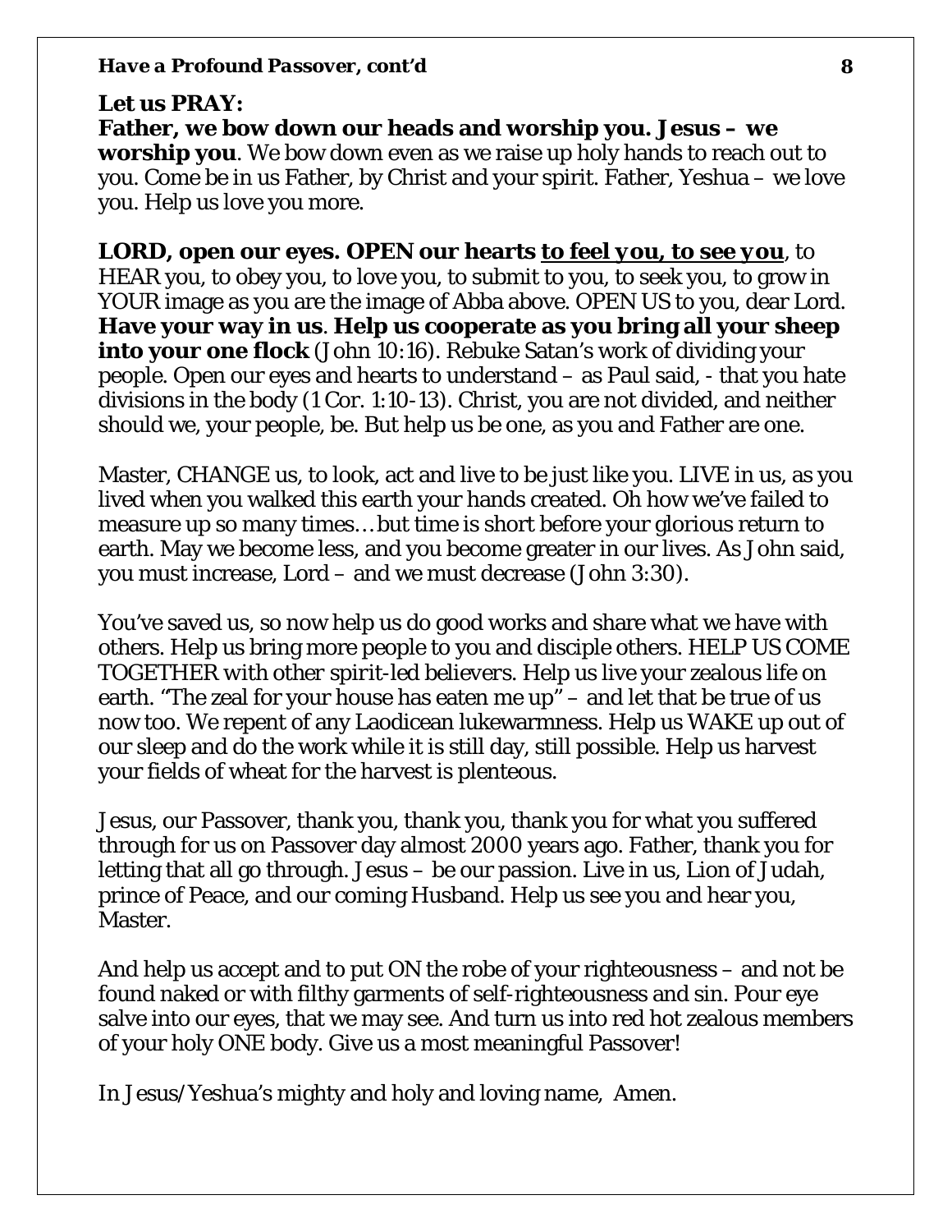**Let us PRAY:**

**Father, we bow down our heads and worship you. Jesus – we worship you**. We bow down even as we raise up holy hands to reach out to you. Come be in us Father, by Christ and your spirit. Father, Yeshua – we love you. Help us love you more.

**LORD, open our eyes. OPEN our hearts <u>to feel you, to see you</u>**, to HEAR you, to obey you, to love you, to submit to you, to seek you, to grow in YOUR image as you are the image of Abba above. OPEN US to you, dear Lord. **Have your way in us**. **Help us cooperate as you bring all your sheep into your one flock** (John 10:16). Rebuke Satan's work of dividing your people. Open our eyes and hearts to understand – as Paul said, - that you hate divisions in the body (1 Cor. 1:10-13). Christ, you are not divided, and neither should we, your people, be. But help us be one, as you and Father are one.

Master, CHANGE us, to look, act and live to be just like you. LIVE in us, as you lived when you walked this earth your hands created. Oh how we've failed to measure up so many times… but time is short before your glorious return to earth. May we become less, and you become greater in our lives. As John said, you must increase, Lord – and we must decrease (John 3:30).

You've saved us, so now help us do good works and share what we have with others. Help us bring more people to you and disciple others. HELP US COME TOGETHER with other spirit-led believers. Help us live your zealous life on earth. "The zeal for your house has eaten me up" – and let that be true of us now too. We repent of any Laodicean lukewarmness. Help us WAKE up out of our sleep and do the work while it is still day, still possible. Help us harvest your fields of wheat for the harvest is plenteous.

Jesus, our Passover, thank you, thank you, thank you for what you suffered through for us on Passover day almost 2000 years ago. Father, thank you for letting that all go through. Jesus – be our passion. Live in us, Lion of Judah, prince of Peace, and our coming Husband. Help us see you and hear you, Master.

And help us accept and to put ON the robe of your righteousness – and not be found naked or with filthy garments of self-righteousness and sin. Pour eye salve into our eyes, that we may see. And turn us into red hot zealous members of your holy ONE body. Give us a most meaningful Passover!

In Jesus/Yeshua's mighty and holy and loving name, Amen.